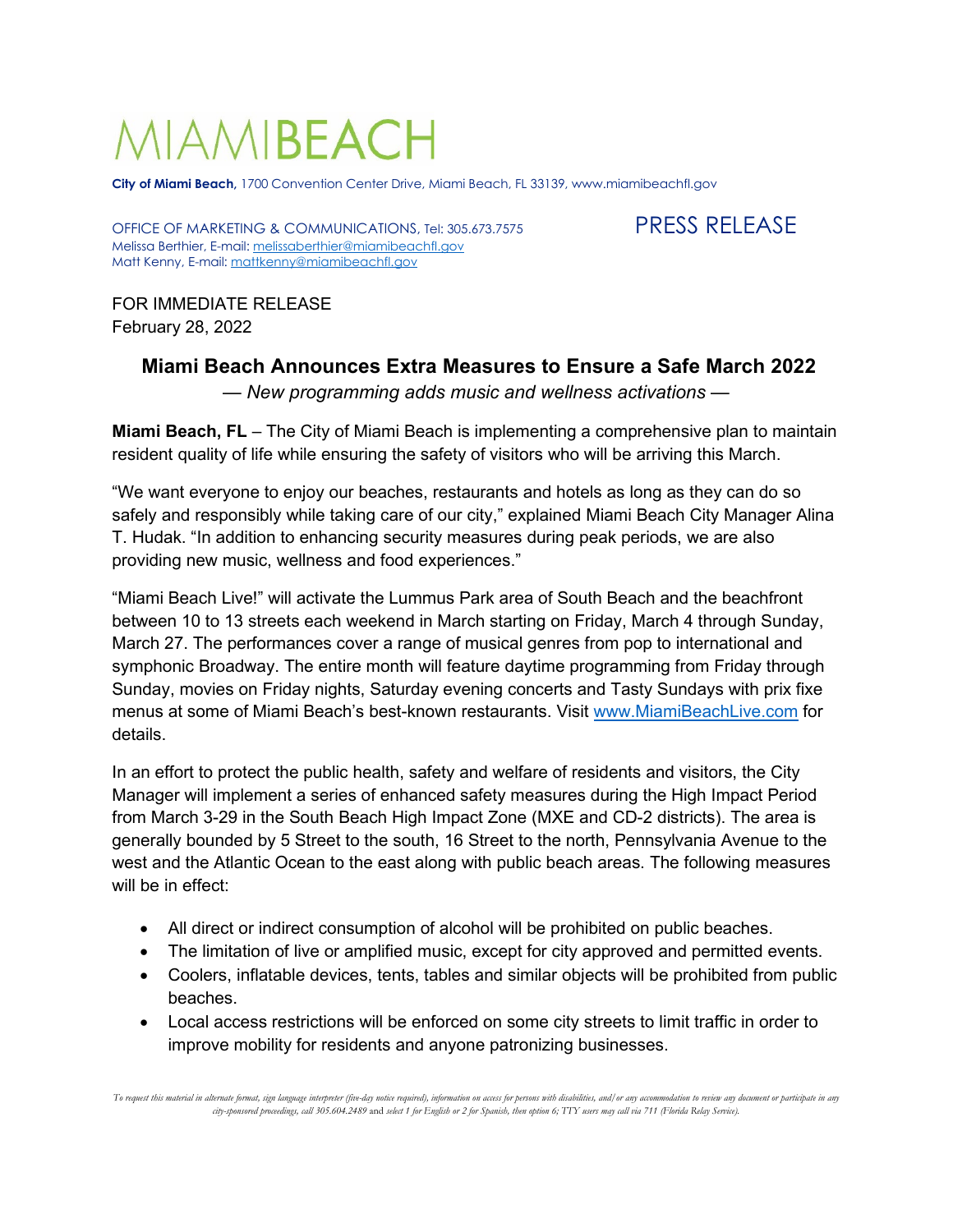# MIAMIBEACH

**City of Miami Beach,** 1700 Convention Center Drive, Miami Beach, FL 33139, www.miamibeachfl.gov

OFFICE OF MARKETING & COMMUNICATIONS, Tel: 305.673.7575
Melissa Berthier, E-mail: melissaberthier@miamibeachfl.gov
Matt Kenny, E-mail: mattkenny@miamibeachfl.gov

PRESS RELEASE

FOR IMMEDIATE RELEASE
February 28, 2022

## Miami Beach Announces Extra Measures to Ensure a Safe March 2022

*— New programming adds music and wellness activations —*

**Miami Beach, FL** – The City of Miami Beach is implementing a comprehensive plan to maintain resident quality of life while ensuring the safety of visitors who will be arriving this March.

"We want everyone to enjoy our beaches, restaurants and hotels as long as they can do so safely and responsibly while taking care of our city," explained Miami Beach City Manager Alina T. Hudak. "In addition to enhancing security measures during peak periods, we are also providing new music, wellness and food experiences."

"Miami Beach Live!" will activate the Lummus Park area of South Beach and the beachfront between 10 to 13 streets each weekend in March starting on Friday, March 4 through Sunday, March 27. The performances cover a range of musical genres from pop to international and symphonic Broadway. The entire month will feature daytime programming from Friday through Sunday, movies on Friday nights, Saturday evening concerts and Tasty Sundays with prix fixe menus at some of Miami Beach's best-known restaurants. Visit www.MiamiBeachLive.com for details.

In an effort to protect the public health, safety and welfare of residents and visitors, the City Manager will implement a series of enhanced safety measures during the High Impact Period from March 3-29 in the South Beach High Impact Zone (MXE and CD-2 districts). The area is generally bounded by 5 Street to the south, 16 Street to the north, Pennsylvania Avenue to the west and the Atlantic Ocean to the east along with public beach areas. The following measures will be in effect:

- All direct or indirect consumption of alcohol will be prohibited on public beaches.
- The limitation of live or amplified music, except for city approved and permitted events.
- Coolers, inflatable devices, tents, tables and similar objects will be prohibited from public beaches.
- Local access restrictions will be enforced on some city streets to limit traffic in order to improve mobility for residents and anyone patronizing businesses.

*To request this material in alternate format, sign language interpreter (five-day notice required), information on access for persons with disabilities, and/or any accommodation to review any document or participate in any city-sponsored proceedings, call 305.604.2489 and select 1 for English or 2 for Spanish, then option 6; TTY users may call via 711 (Florida Relay Service).*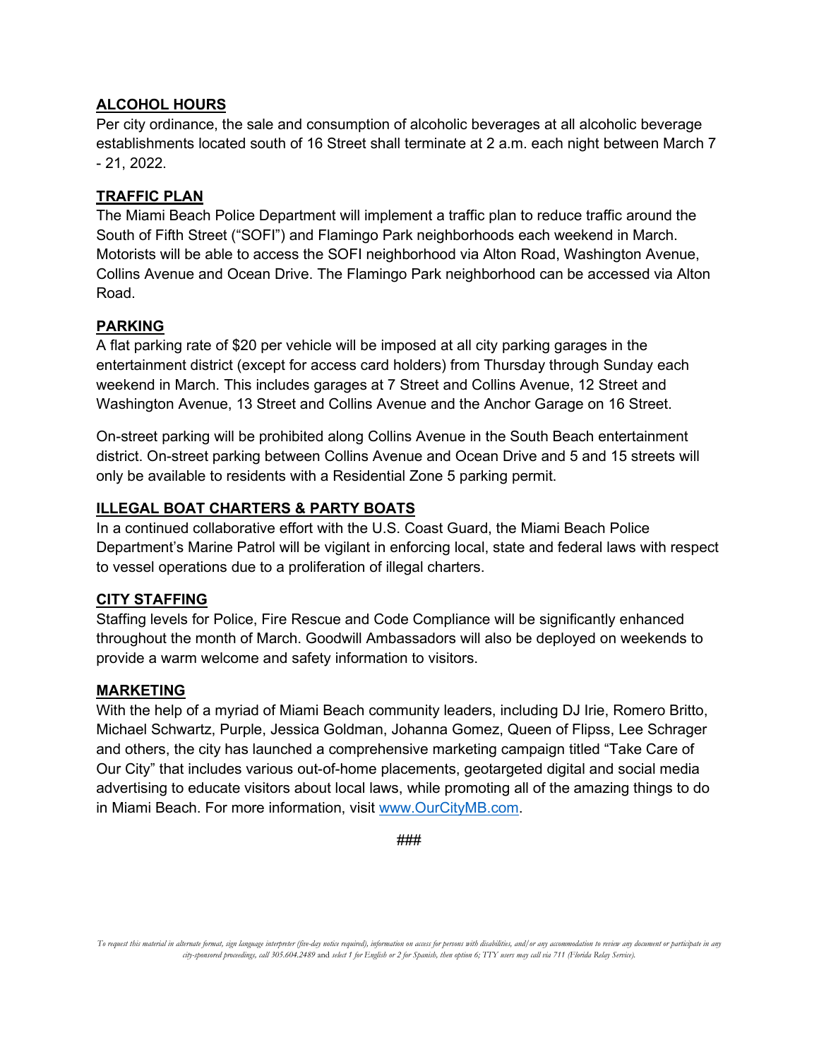**ALCOHOL HOURS**

Per city ordinance, the sale and consumption of alcoholic beverages at all alcoholic beverage establishments located south of 16 Street shall terminate at 2 a.m. each night between March 7 - 21, 2022.

**TRAFFIC PLAN**

The Miami Beach Police Department will implement a traffic plan to reduce traffic around the South of Fifth Street ("SOFI") and Flamingo Park neighborhoods each weekend in March. Motorists will be able to access the SOFI neighborhood via Alton Road, Washington Avenue, Collins Avenue and Ocean Drive. The Flamingo Park neighborhood can be accessed via Alton Road.

**PARKING**

A flat parking rate of $20 per vehicle will be imposed at all city parking garages in the entertainment district (except for access card holders) from Thursday through Sunday each weekend in March. This includes garages at 7 Street and Collins Avenue, 12 Street and Washington Avenue, 13 Street and Collins Avenue and the Anchor Garage on 16 Street.

On-street parking will be prohibited along Collins Avenue in the South Beach entertainment district. On-street parking between Collins Avenue and Ocean Drive and 5 and 15 streets will only be available to residents with a Residential Zone 5 parking permit.

**ILLEGAL BOAT CHARTERS & PARTY BOATS**

In a continued collaborative effort with the U.S. Coast Guard, the Miami Beach Police Department's Marine Patrol will be vigilant in enforcing local, state and federal laws with respect to vessel operations due to a proliferation of illegal charters.

**CITY STAFFING**

Staffing levels for Police, Fire Rescue and Code Compliance will be significantly enhanced throughout the month of March. Goodwill Ambassadors will also be deployed on weekends to provide a warm welcome and safety information to visitors.

**MARKETING**

With the help of a myriad of Miami Beach community leaders, including DJ Irie, Romero Britto, Michael Schwartz, Purple, Jessica Goldman, Johanna Gomez, Queen of Flipss, Lee Schrager and others, the city has launched a comprehensive marketing campaign titled "Take Care of Our City" that includes various out-of-home placements, geotargeted digital and social media advertising to educate visitors about local laws, while promoting all of the amazing things to do in Miami Beach. For more information, visit [www.OurCityMB.com](http://www.OurCityMB.com).

###

*To request this material in alternate format, sign language interpreter (five-day notice required), information on access for persons with disabilities, and/or any accommodation to review any document or participate in any city-sponsored proceedings, call 305.604.2489 and select 1 for English or 2 for Spanish, then option 6; TTY users may call via 711 (Florida Relay Service).*